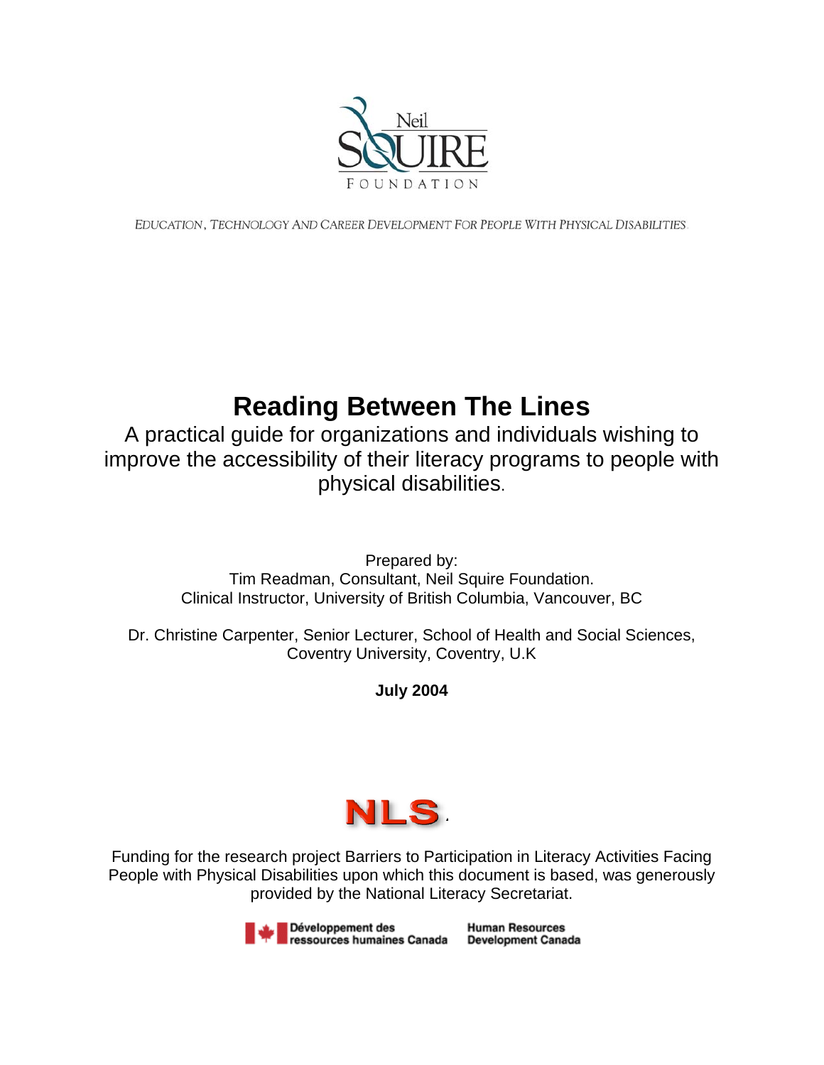Neil

SQUIRE

FOUNDATION

EDUCATION, TECHNOLOGY AND CAREER DEVELOPMENT FOR PEOPLE WITH PHYSICAL DISABILITIES.

# Reading Between The Lines

A practical guide for organizations and individuals wishing to improve the accessibility of their literacy programs to people with physical disabilities.

Prepared by:
Tim Readman, Consultant, Neil Squire Foundation.
Clinical Instructor, University of British Columbia, Vancouver, BC

Dr. Christine Carpenter, Senior Lecturer, School of Health and Social Sciences, Coventry University, Coventry, U.K

**July 2004**

NLS

Funding for the research project Barriers to Participation in Literacy Activities Facing People with Physical Disabilities upon which this document is based, was generously provided by the National Literacy Secretariat.

Développement des ressources humaines Canada | Human Resources Development Canada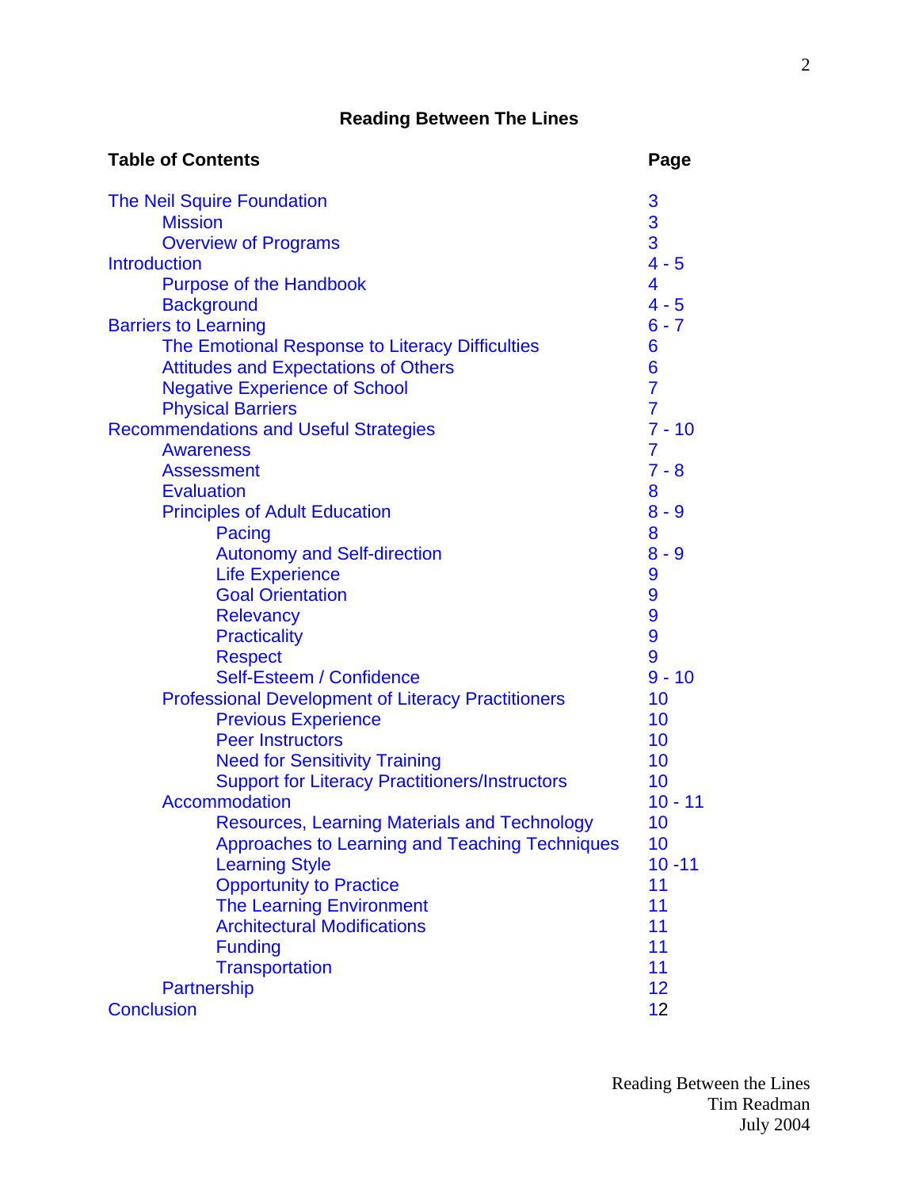# Reading Between The Lines

| Table of Contents | Page |
|---|---|
| The Neil Squire Foundation | 3 |
| Mission | 3 |
| Overview of Programs | 3 |
| Introduction | 4 - 5 |
| Purpose of the Handbook | 4 |
| Background | 4 - 5 |
| Barriers to Learning | 6 - 7 |
| The Emotional Response to Literacy Difficulties | 6 |
| Attitudes and Expectations of Others | 6 |
| Negative Experience of School | 7 |
| Physical Barriers | 7 |
| Recommendations and Useful Strategies | 7 - 10 |
| Awareness | 7 |
| Assessment | 7 - 8 |
| Evaluation | 8 |
| Principles of Adult Education | 8 - 9 |
| Pacing | 8 |
| Autonomy and Self-direction | 8 - 9 |
| Life Experience | 9 |
| Goal Orientation | 9 |
| Relevancy | 9 |
| Practicality | 9 |
| Respect | 9 |
| Self-Esteem / Confidence | 9 - 10 |
| Professional Development of Literacy Practitioners | 10 |
| Previous Experience | 10 |
| Peer Instructors | 10 |
| Need for Sensitivity Training | 10 |
| Support for Literacy Practitioners/Instructors | 10 |
| Accommodation | 10 - 11 |
| Resources, Learning Materials and Technology | 10 |
| Approaches to Learning and Teaching Techniques | 10 |
| Learning Style | 10 -11 |
| Opportunity to Practice | 11 |
| The Learning Environment | 11 |
| Architectural Modifications | 11 |
| Funding | 11 |
| Transportation | 11 |
| Partnership | 12 |
| Conclusion | 12 |

Reading Between the Lines
Tim Readman
July 2004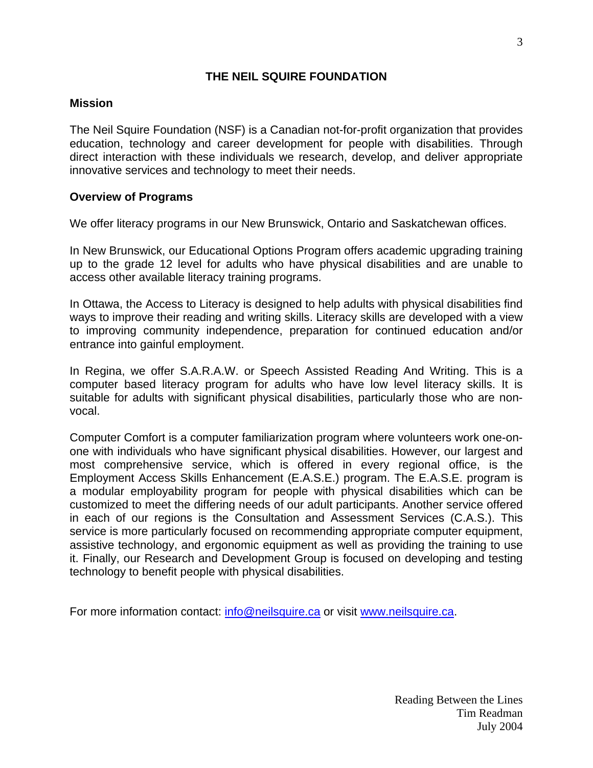# THE NEIL SQUIRE FOUNDATION

## Mission

The Neil Squire Foundation (NSF) is a Canadian not-for-profit organization that provides education, technology and career development for people with disabilities. Through direct interaction with these individuals we research, develop, and deliver appropriate innovative services and technology to meet their needs.

## Overview of Programs

We offer literacy programs in our New Brunswick, Ontario and Saskatchewan offices.

In New Brunswick, our Educational Options Program offers academic upgrading training up to the grade 12 level for adults who have physical disabilities and are unable to access other available literacy training programs.

In Ottawa, the Access to Literacy is designed to help adults with physical disabilities find ways to improve their reading and writing skills. Literacy skills are developed with a view to improving community independence, preparation for continued education and/or entrance into gainful employment.

In Regina, we offer S.A.R.A.W. or Speech Assisted Reading And Writing. This is a computer based literacy program for adults who have low level literacy skills. It is suitable for adults with significant physical disabilities, particularly those who are non-vocal.

Computer Comfort is a computer familiarization program where volunteers work one-on-one with individuals who have significant physical disabilities. However, our largest and most comprehensive service, which is offered in every regional office, is the Employment Access Skills Enhancement (E.A.S.E.) program. The E.A.S.E. program is a modular employability program for people with physical disabilities which can be customized to meet the differing needs of our adult participants. Another service offered in each of our regions is the Consultation and Assessment Services (C.A.S.). This service is more particularly focused on recommending appropriate computer equipment, assistive technology, and ergonomic equipment as well as providing the training to use it. Finally, our Research and Development Group is focused on developing and testing technology to benefit people with physical disabilities.

For more information contact: info@neilsquire.ca or visit www.neilsquire.ca.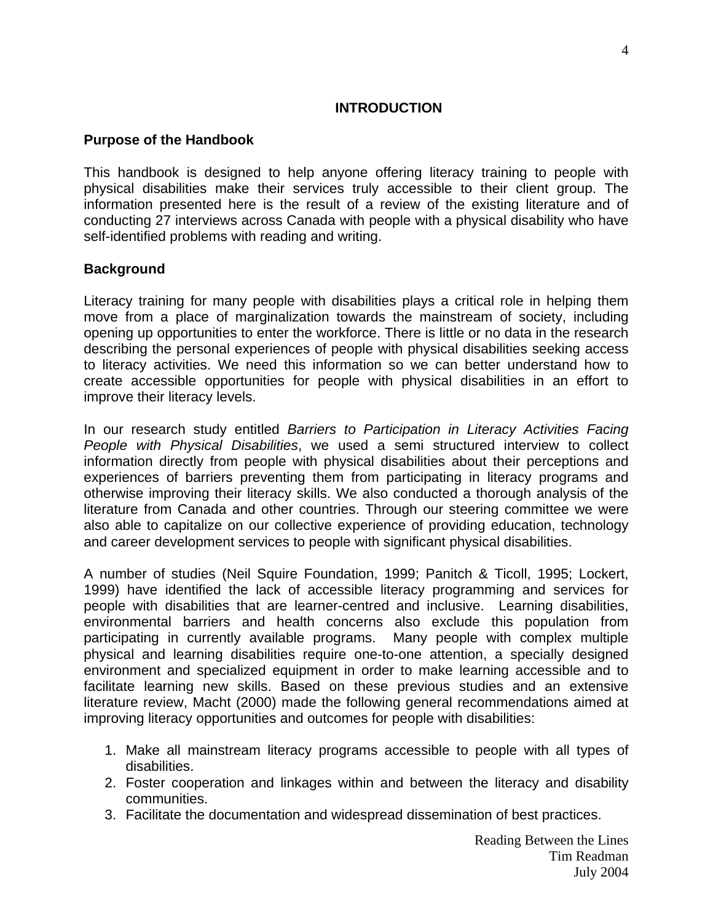# INTRODUCTION

## Purpose of the Handbook

This handbook is designed to help anyone offering literacy training to people with physical disabilities make their services truly accessible to their client group. The information presented here is the result of a review of the existing literature and of conducting 27 interviews across Canada with people with a physical disability who have self-identified problems with reading and writing.

## Background

Literacy training for many people with disabilities plays a critical role in helping them move from a place of marginalization towards the mainstream of society, including opening up opportunities to enter the workforce. There is little or no data in the research describing the personal experiences of people with physical disabilities seeking access to literacy activities. We need this information so we can better understand how to create accessible opportunities for people with physical disabilities in an effort to improve their literacy levels.

In our research study entitled *Barriers to Participation in Literacy Activities Facing People with Physical Disabilities*, we used a semi structured interview to collect information directly from people with physical disabilities about their perceptions and experiences of barriers preventing them from participating in literacy programs and otherwise improving their literacy skills. We also conducted a thorough analysis of the literature from Canada and other countries. Through our steering committee we were also able to capitalize on our collective experience of providing education, technology and career development services to people with significant physical disabilities.

A number of studies (Neil Squire Foundation, 1999; Panitch & Ticoll, 1995; Lockert, 1999) have identified the lack of accessible literacy programming and services for people with disabilities that are learner-centred and inclusive. Learning disabilities, environmental barriers and health concerns also exclude this population from participating in currently available programs. Many people with complex multiple physical and learning disabilities require one-to-one attention, a specially designed environment and specialized equipment in order to make learning accessible and to facilitate learning new skills. Based on these previous studies and an extensive literature review, Macht (2000) made the following general recommendations aimed at improving literacy opportunities and outcomes for people with disabilities:

1. Make all mainstream literacy programs accessible to people with all types of disabilities.
2. Foster cooperation and linkages within and between the literacy and disability communities.
3. Facilitate the documentation and widespread dissemination of best practices.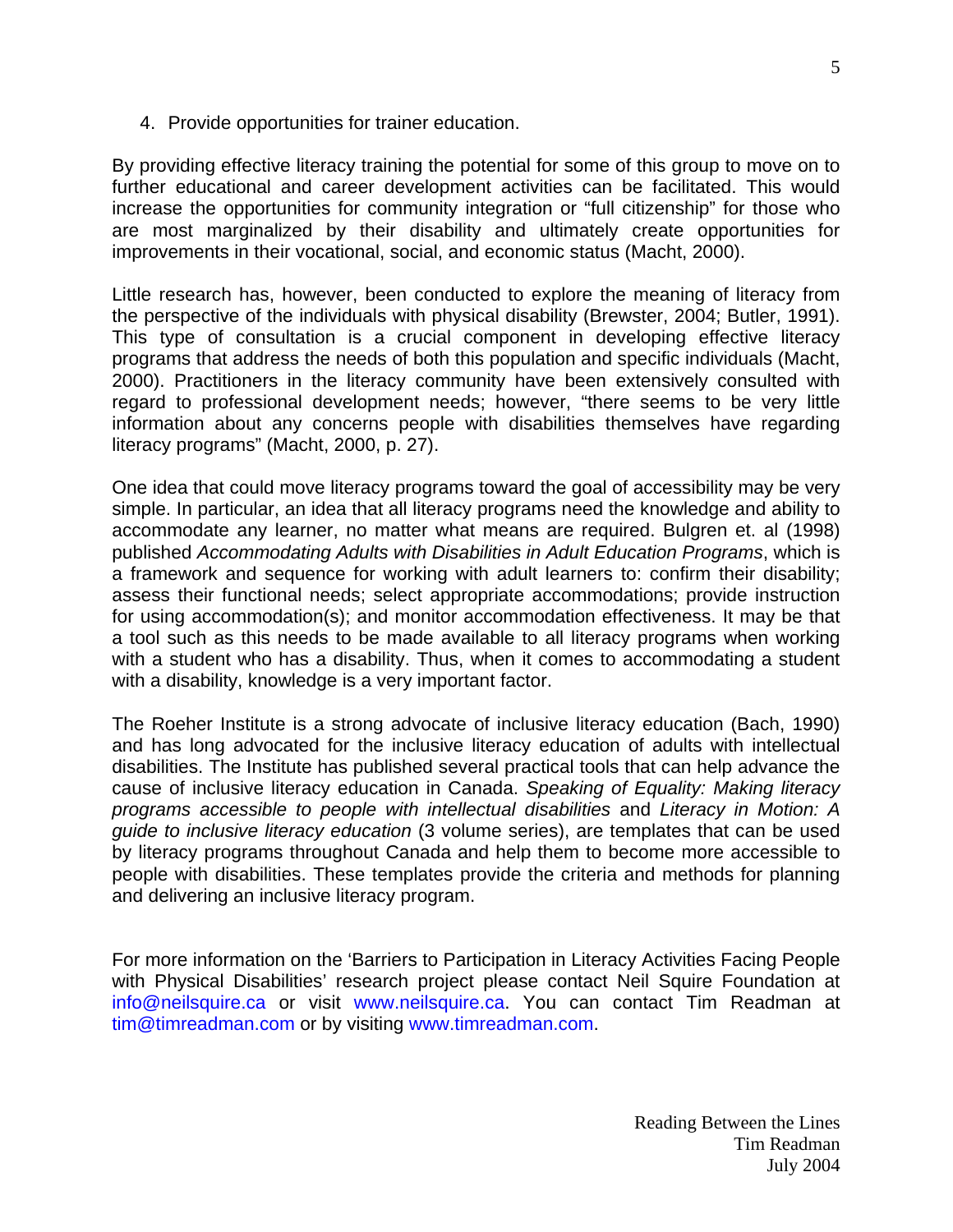4. Provide opportunities for trainer education.

By providing effective literacy training the potential for some of this group to move on to further educational and career development activities can be facilitated. This would increase the opportunities for community integration or "full citizenship" for those who are most marginalized by their disability and ultimately create opportunities for improvements in their vocational, social, and economic status (Macht, 2000).

Little research has, however, been conducted to explore the meaning of literacy from the perspective of the individuals with physical disability (Brewster, 2004; Butler, 1991). This type of consultation is a crucial component in developing effective literacy programs that address the needs of both this population and specific individuals (Macht, 2000). Practitioners in the literacy community have been extensively consulted with regard to professional development needs; however, "there seems to be very little information about any concerns people with disabilities themselves have regarding literacy programs" (Macht, 2000, p. 27).

One idea that could move literacy programs toward the goal of accessibility may be very simple. In particular, an idea that all literacy programs need the knowledge and ability to accommodate any learner, no matter what means are required. Bulgren et. al (1998) published *Accommodating Adults with Disabilities in Adult Education Programs*, which is a framework and sequence for working with adult learners to: confirm their disability; assess their functional needs; select appropriate accommodations; provide instruction for using accommodation(s); and monitor accommodation effectiveness. It may be that a tool such as this needs to be made available to all literacy programs when working with a student who has a disability. Thus, when it comes to accommodating a student with a disability, knowledge is a very important factor.

The Roeher Institute is a strong advocate of inclusive literacy education (Bach, 1990) and has long advocated for the inclusive literacy education of adults with intellectual disabilities. The Institute has published several practical tools that can help advance the cause of inclusive literacy education in Canada. *Speaking of Equality: Making literacy programs accessible to people with intellectual disabilities* and *Literacy in Motion: A guide to inclusive literacy education* (3 volume series), are templates that can be used by literacy programs throughout Canada and help them to become more accessible to people with disabilities. These templates provide the criteria and methods for planning and delivering an inclusive literacy program.

For more information on the 'Barriers to Participation in Literacy Activities Facing People with Physical Disabilities' research project please contact Neil Squire Foundation at info@neilsquire.ca or visit www.neilsquire.ca. You can contact Tim Readman at tim@timreadman.com or by visiting www.timreadman.com.

Reading Between the Lines
Tim Readman
July 2004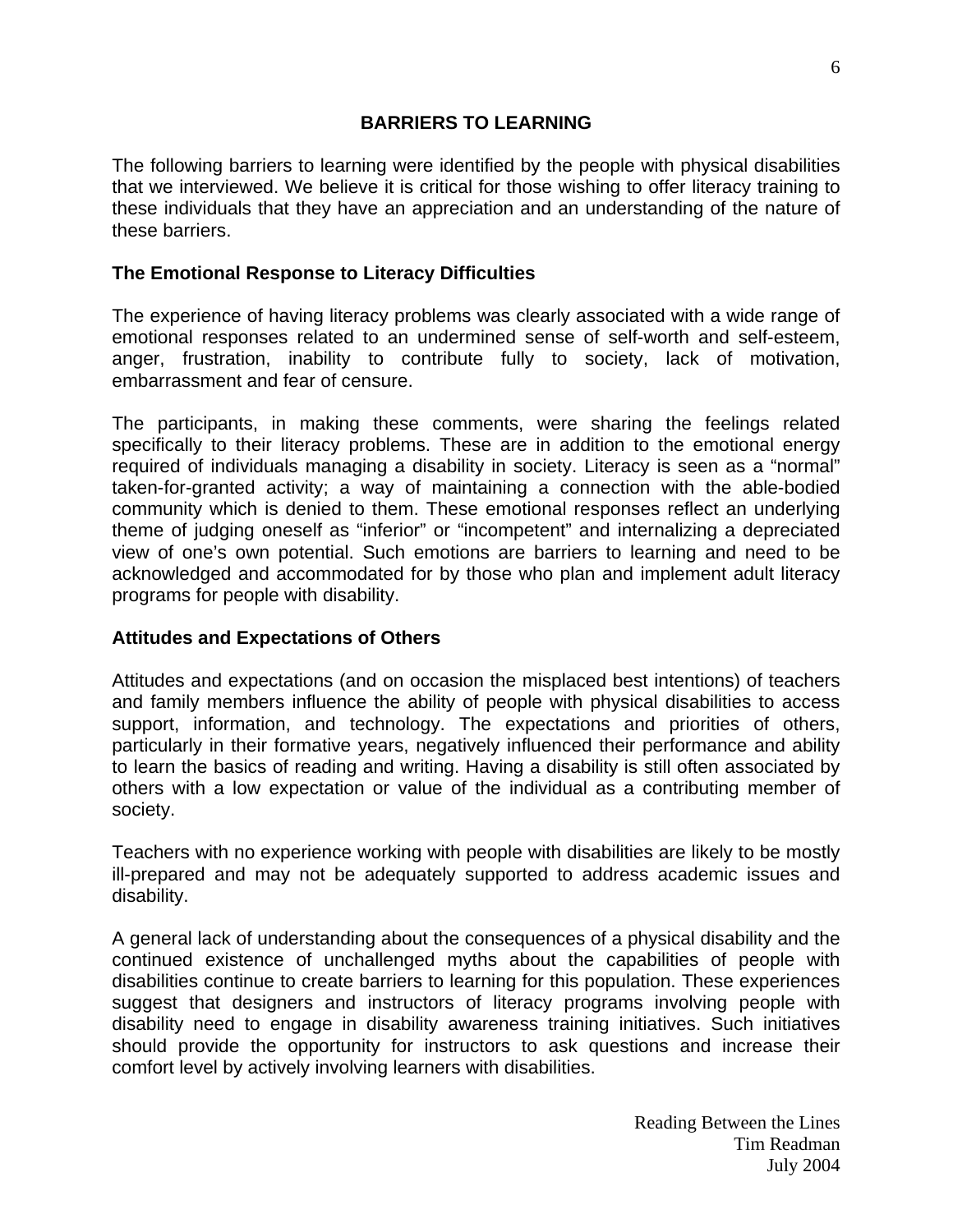## BARRIERS TO LEARNING

The following barriers to learning were identified by the people with physical disabilities that we interviewed. We believe it is critical for those wishing to offer literacy training to these individuals that they have an appreciation and an understanding of the nature of these barriers.

### The Emotional Response to Literacy Difficulties

The experience of having literacy problems was clearly associated with a wide range of emotional responses related to an undermined sense of self-worth and self-esteem, anger, frustration, inability to contribute fully to society, lack of motivation, embarrassment and fear of censure.

The participants, in making these comments, were sharing the feelings related specifically to their literacy problems. These are in addition to the emotional energy required of individuals managing a disability in society. Literacy is seen as a "normal" taken-for-granted activity; a way of maintaining a connection with the able-bodied community which is denied to them. These emotional responses reflect an underlying theme of judging oneself as "inferior" or "incompetent" and internalizing a depreciated view of one's own potential. Such emotions are barriers to learning and need to be acknowledged and accommodated for by those who plan and implement adult literacy programs for people with disability.

### Attitudes and Expectations of Others

Attitudes and expectations (and on occasion the misplaced best intentions) of teachers and family members influence the ability of people with physical disabilities to access support, information, and technology. The expectations and priorities of others, particularly in their formative years, negatively influenced their performance and ability to learn the basics of reading and writing. Having a disability is still often associated by others with a low expectation or value of the individual as a contributing member of society.

Teachers with no experience working with people with disabilities are likely to be mostly ill-prepared and may not be adequately supported to address academic issues and disability.

A general lack of understanding about the consequences of a physical disability and the continued existence of unchallenged myths about the capabilities of people with disabilities continue to create barriers to learning for this population. These experiences suggest that designers and instructors of literacy programs involving people with disability need to engage in disability awareness training initiatives. Such initiatives should provide the opportunity for instructors to ask questions and increase their comfort level by actively involving learners with disabilities.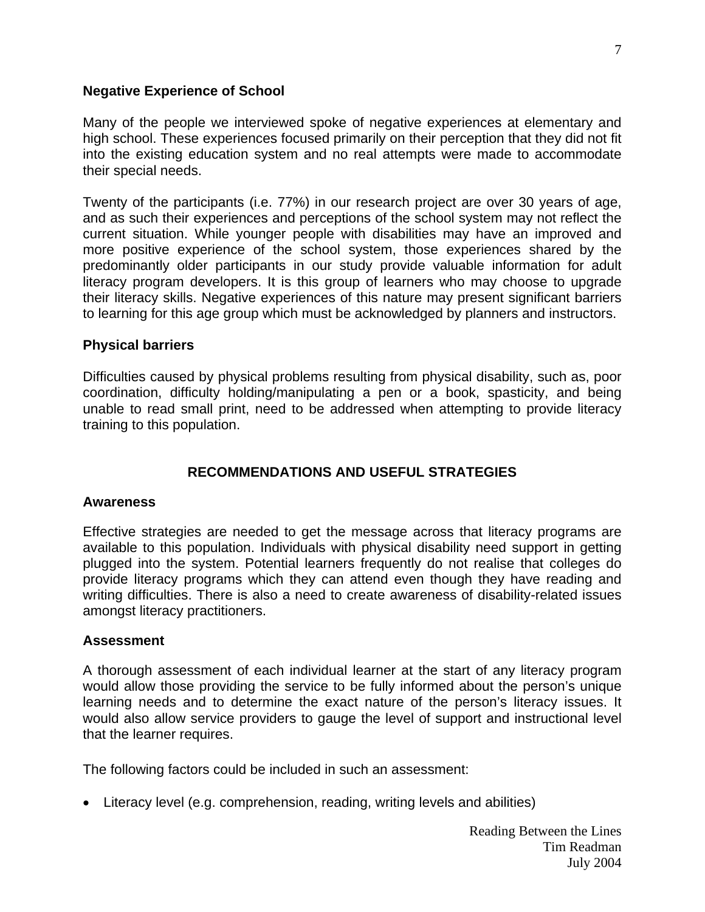**Negative Experience of School**

Many of the people we interviewed spoke of negative experiences at elementary and high school. These experiences focused primarily on their perception that they did not fit into the existing education system and no real attempts were made to accommodate their special needs.

Twenty of the participants (i.e. 77%) in our research project are over 30 years of age, and as such their experiences and perceptions of the school system may not reflect the current situation. While younger people with disabilities may have an improved and more positive experience of the school system, those experiences shared by the predominantly older participants in our study provide valuable information for adult literacy program developers. It is this group of learners who may choose to upgrade their literacy skills. Negative experiences of this nature may present significant barriers to learning for this age group which must be acknowledged by planners and instructors.

**Physical barriers**

Difficulties caused by physical problems resulting from physical disability, such as, poor coordination, difficulty holding/manipulating a pen or a book, spasticity, and being unable to read small print, need to be addressed when attempting to provide literacy training to this population.

## RECOMMENDATIONS AND USEFUL STRATEGIES

**Awareness**

Effective strategies are needed to get the message across that literacy programs are available to this population. Individuals with physical disability need support in getting plugged into the system. Potential learners frequently do not realise that colleges do provide literacy programs which they can attend even though they have reading and writing difficulties. There is also a need to create awareness of disability-related issues amongst literacy practitioners.

**Assessment**

A thorough assessment of each individual learner at the start of any literacy program would allow those providing the service to be fully informed about the person's unique learning needs and to determine the exact nature of the person's literacy issues. It would also allow service providers to gauge the level of support and instructional level that the learner requires.

The following factors could be included in such an assessment:

- Literacy level (e.g. comprehension, reading, writing levels and abilities)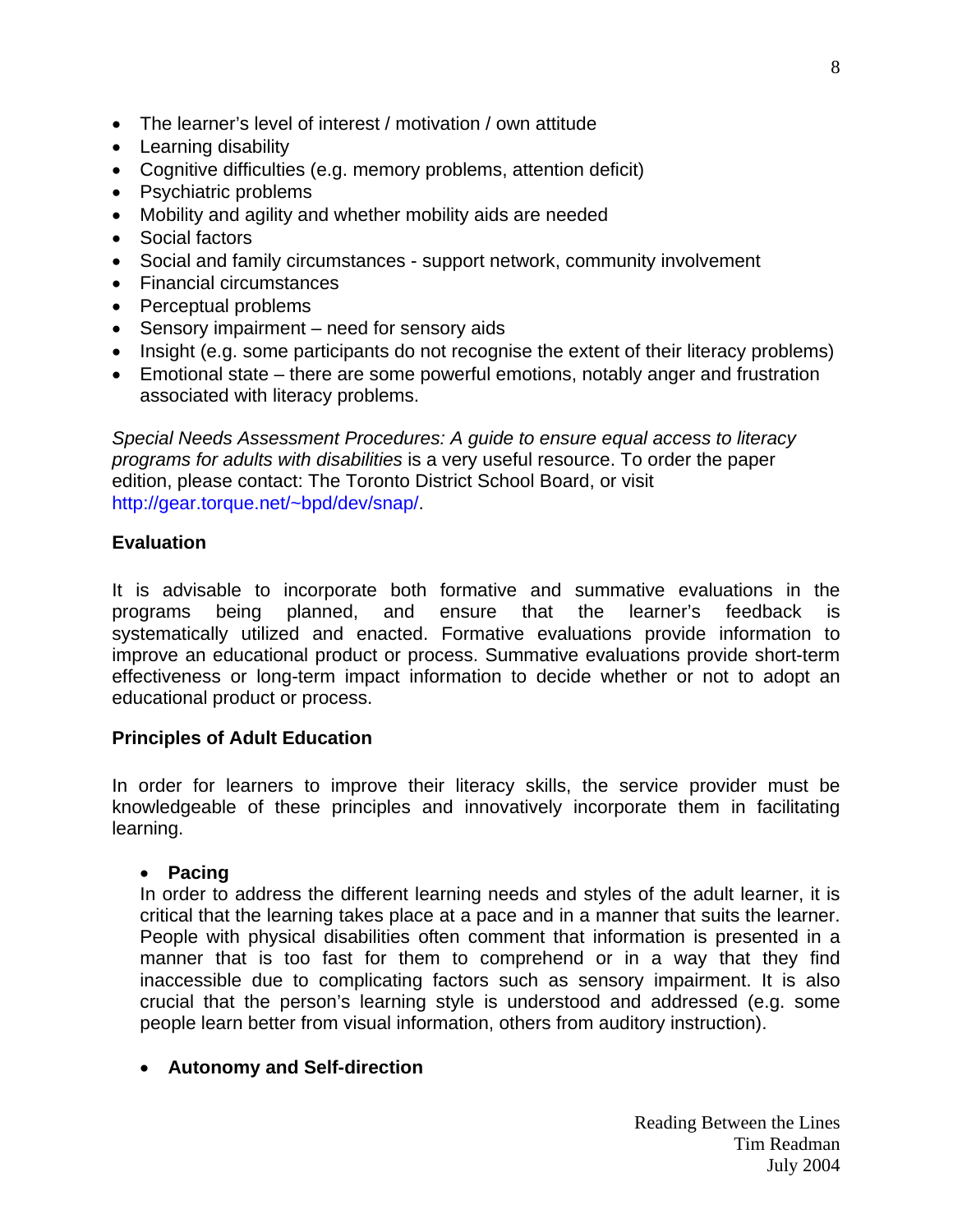- The learner's level of interest / motivation / own attitude
- Learning disability
- Cognitive difficulties (e.g. memory problems, attention deficit)
- Psychiatric problems
- Mobility and agility and whether mobility aids are needed
- Social factors
- Social and family circumstances - support network, community involvement
- Financial circumstances
- Perceptual problems
- Sensory impairment – need for sensory aids
- Insight (e.g. some participants do not recognise the extent of their literacy problems)
- Emotional state – there are some powerful emotions, notably anger and frustration associated with literacy problems.

*Special Needs Assessment Procedures: A guide to ensure equal access to literacy programs for adults with disabilities* is a very useful resource. To order the paper edition, please contact: The Toronto District School Board, or visit http://gear.torque.net/~bpd/dev/snap/.

**Evaluation**

It is advisable to incorporate both formative and summative evaluations in the programs being planned, and ensure that the learner's feedback is systematically utilized and enacted. Formative evaluations provide information to improve an educational product or process. Summative evaluations provide short-term effectiveness or long-term impact information to decide whether or not to adopt an educational product or process.

**Principles of Adult Education**

In order for learners to improve their literacy skills, the service provider must be knowledgeable of these principles and innovatively incorporate them in facilitating learning.

- **Pacing**
  In order to address the different learning needs and styles of the adult learner, it is critical that the learning takes place at a pace and in a manner that suits the learner. People with physical disabilities often comment that information is presented in a manner that is too fast for them to comprehend or in a way that they find inaccessible due to complicating factors such as sensory impairment. It is also crucial that the person's learning style is understood and addressed (e.g. some people learn better from visual information, others from auditory instruction).

- **Autonomy and Self-direction**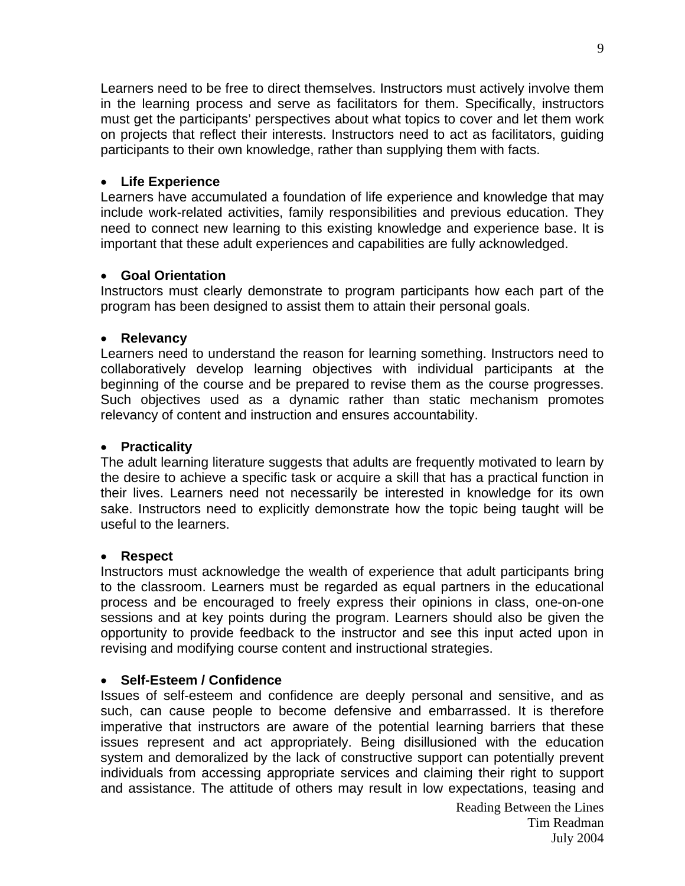Learners need to be free to direct themselves. Instructors must actively involve them in the learning process and serve as facilitators for them. Specifically, instructors must get the participants' perspectives about what topics to cover and let them work on projects that reflect their interests. Instructors need to act as facilitators, guiding participants to their own knowledge, rather than supplying them with facts.

- **Life Experience**

Learners have accumulated a foundation of life experience and knowledge that may include work-related activities, family responsibilities and previous education. They need to connect new learning to this existing knowledge and experience base. It is important that these adult experiences and capabilities are fully acknowledged.

- **Goal Orientation**

Instructors must clearly demonstrate to program participants how each part of the program has been designed to assist them to attain their personal goals.

- **Relevancy**

Learners need to understand the reason for learning something. Instructors need to collaboratively develop learning objectives with individual participants at the beginning of the course and be prepared to revise them as the course progresses. Such objectives used as a dynamic rather than static mechanism promotes relevancy of content and instruction and ensures accountability.

- **Practicality**

The adult learning literature suggests that adults are frequently motivated to learn by the desire to achieve a specific task or acquire a skill that has a practical function in their lives. Learners need not necessarily be interested in knowledge for its own sake. Instructors need to explicitly demonstrate how the topic being taught will be useful to the learners.

- **Respect**

Instructors must acknowledge the wealth of experience that adult participants bring to the classroom. Learners must be regarded as equal partners in the educational process and be encouraged to freely express their opinions in class, one-on-one sessions and at key points during the program. Learners should also be given the opportunity to provide feedback to the instructor and see this input acted upon in revising and modifying course content and instructional strategies.

- **Self-Esteem / Confidence**

Issues of self-esteem and confidence are deeply personal and sensitive, and as such, can cause people to become defensive and embarrassed. It is therefore imperative that instructors are aware of the potential learning barriers that these issues represent and act appropriately. Being disillusioned with the education system and demoralized by the lack of constructive support can potentially prevent individuals from accessing appropriate services and claiming their right to support and assistance. The attitude of others may result in low expectations, teasing and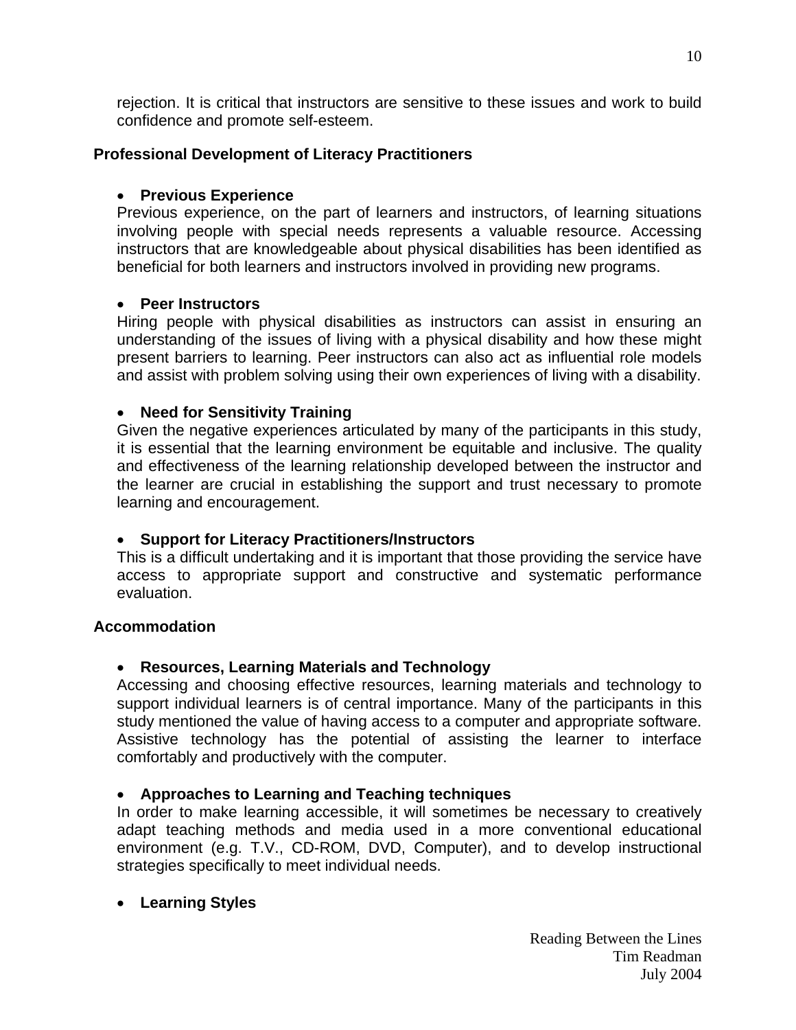rejection. It is critical that instructors are sensitive to these issues and work to build confidence and promote self-esteem.

### Professional Development of Literacy Practitioners

- **Previous Experience**

Previous experience, on the part of learners and instructors, of learning situations involving people with special needs represents a valuable resource. Accessing instructors that are knowledgeable about physical disabilities has been identified as beneficial for both learners and instructors involved in providing new programs.

- **Peer Instructors**

Hiring people with physical disabilities as instructors can assist in ensuring an understanding of the issues of living with a physical disability and how these might present barriers to learning. Peer instructors can also act as influential role models and assist with problem solving using their own experiences of living with a disability.

- **Need for Sensitivity Training**

Given the negative experiences articulated by many of the participants in this study, it is essential that the learning environment be equitable and inclusive. The quality and effectiveness of the learning relationship developed between the instructor and the learner are crucial in establishing the support and trust necessary to promote learning and encouragement.

- **Support for Literacy Practitioners/Instructors**

This is a difficult undertaking and it is important that those providing the service have access to appropriate support and constructive and systematic performance evaluation.

### Accommodation

- **Resources, Learning Materials and Technology**

Accessing and choosing effective resources, learning materials and technology to support individual learners is of central importance. Many of the participants in this study mentioned the value of having access to a computer and appropriate software. Assistive technology has the potential of assisting the learner to interface comfortably and productively with the computer.

- **Approaches to Learning and Teaching techniques**

In order to make learning accessible, it will sometimes be necessary to creatively adapt teaching methods and media used in a more conventional educational environment (e.g. T.V., CD-ROM, DVD, Computer), and to develop instructional strategies specifically to meet individual needs.

- **Learning Styles**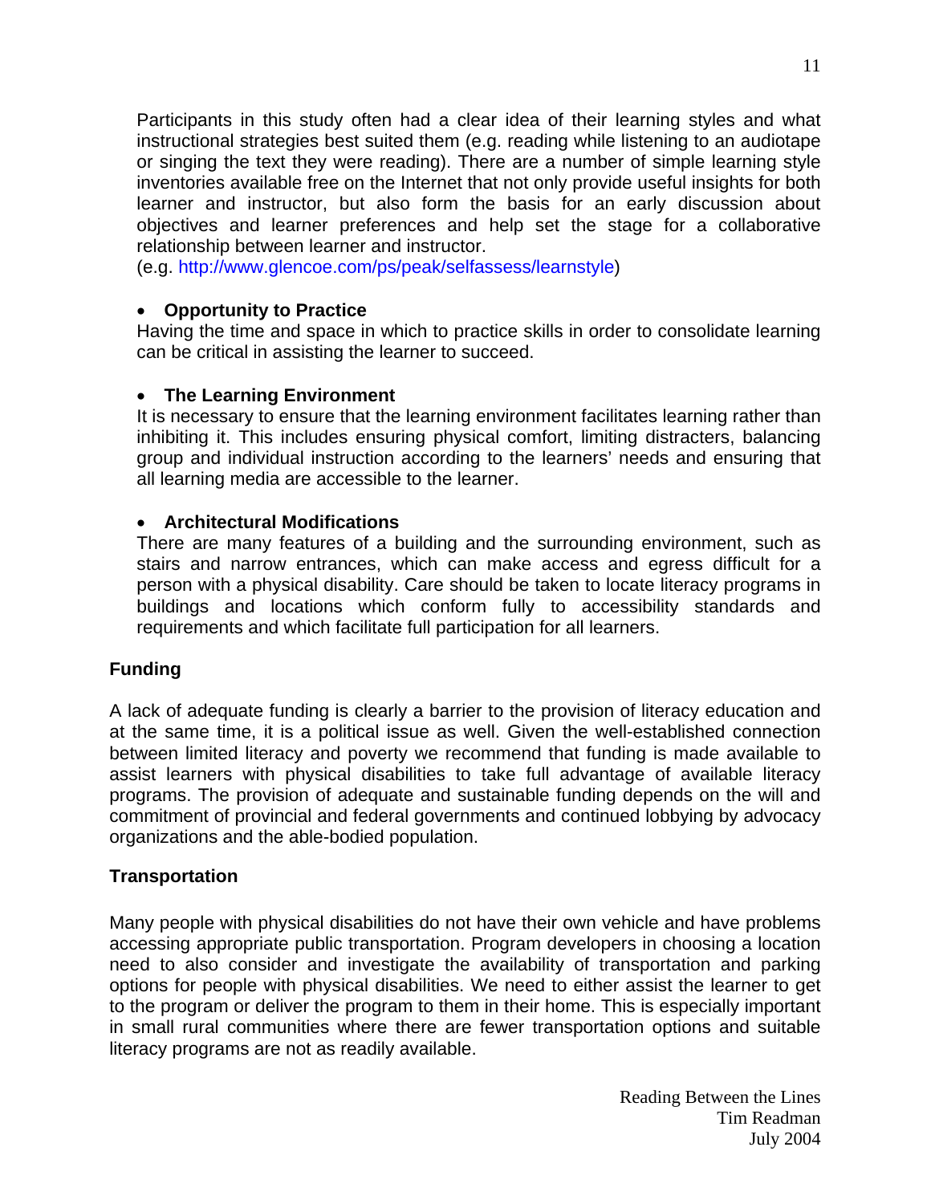Participants in this study often had a clear idea of their learning styles and what instructional strategies best suited them (e.g. reading while listening to an audiotape or singing the text they were reading). There are a number of simple learning style inventories available free on the Internet that not only provide useful insights for both learner and instructor, but also form the basis for an early discussion about objectives and learner preferences and help set the stage for a collaborative relationship between learner and instructor.
(e.g. http://www.glencoe.com/ps/peak/selfassess/learnstyle)

- **Opportunity to Practice**
  Having the time and space in which to practice skills in order to consolidate learning can be critical in assisting the learner to succeed.

- **The Learning Environment**
  It is necessary to ensure that the learning environment facilitates learning rather than inhibiting it. This includes ensuring physical comfort, limiting distracters, balancing group and individual instruction according to the learners' needs and ensuring that all learning media are accessible to the learner.

- **Architectural Modifications**
  There are many features of a building and the surrounding environment, such as stairs and narrow entrances, which can make access and egress difficult for a person with a physical disability. Care should be taken to locate literacy programs in buildings and locations which conform fully to accessibility standards and requirements and which facilitate full participation for all learners.

**Funding**

A lack of adequate funding is clearly a barrier to the provision of literacy education and at the same time, it is a political issue as well. Given the well-established connection between limited literacy and poverty we recommend that funding is made available to assist learners with physical disabilities to take full advantage of available literacy programs. The provision of adequate and sustainable funding depends on the will and commitment of provincial and federal governments and continued lobbying by advocacy organizations and the able-bodied population.

**Transportation**

Many people with physical disabilities do not have their own vehicle and have problems accessing appropriate public transportation. Program developers in choosing a location need to also consider and investigate the availability of transportation and parking options for people with physical disabilities. We need to either assist the learner to get to the program or deliver the program to them in their home. This is especially important in small rural communities where there are fewer transportation options and suitable literacy programs are not as readily available.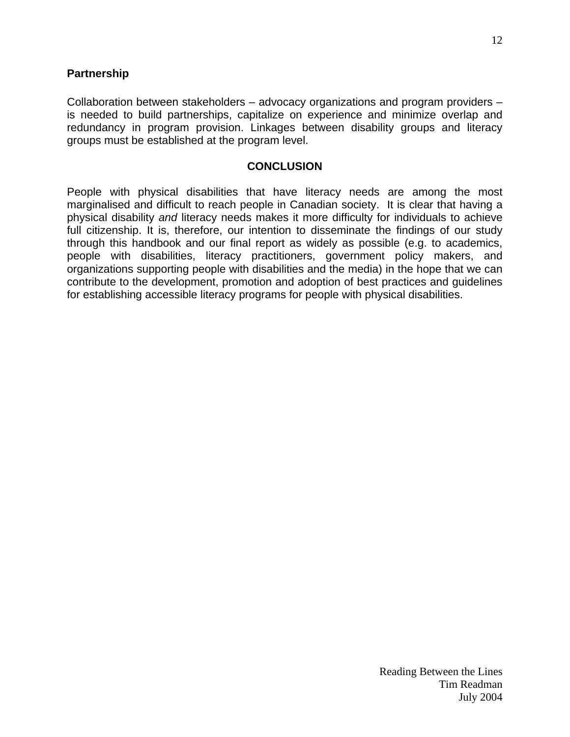**Partnership**

Collaboration between stakeholders – advocacy organizations and program providers – is needed to build partnerships, capitalize on experience and minimize overlap and redundancy in program provision. Linkages between disability groups and literacy groups must be established at the program level.

## CONCLUSION

People with physical disabilities that have literacy needs are among the most marginalised and difficult to reach people in Canadian society. It is clear that having a physical disability *and* literacy needs makes it more difficulty for individuals to achieve full citizenship. It is, therefore, our intention to disseminate the findings of our study through this handbook and our final report as widely as possible (e.g. to academics, people with disabilities, literacy practitioners, government policy makers, and organizations supporting people with disabilities and the media) in the hope that we can contribute to the development, promotion and adoption of best practices and guidelines for establishing accessible literacy programs for people with physical disabilities.